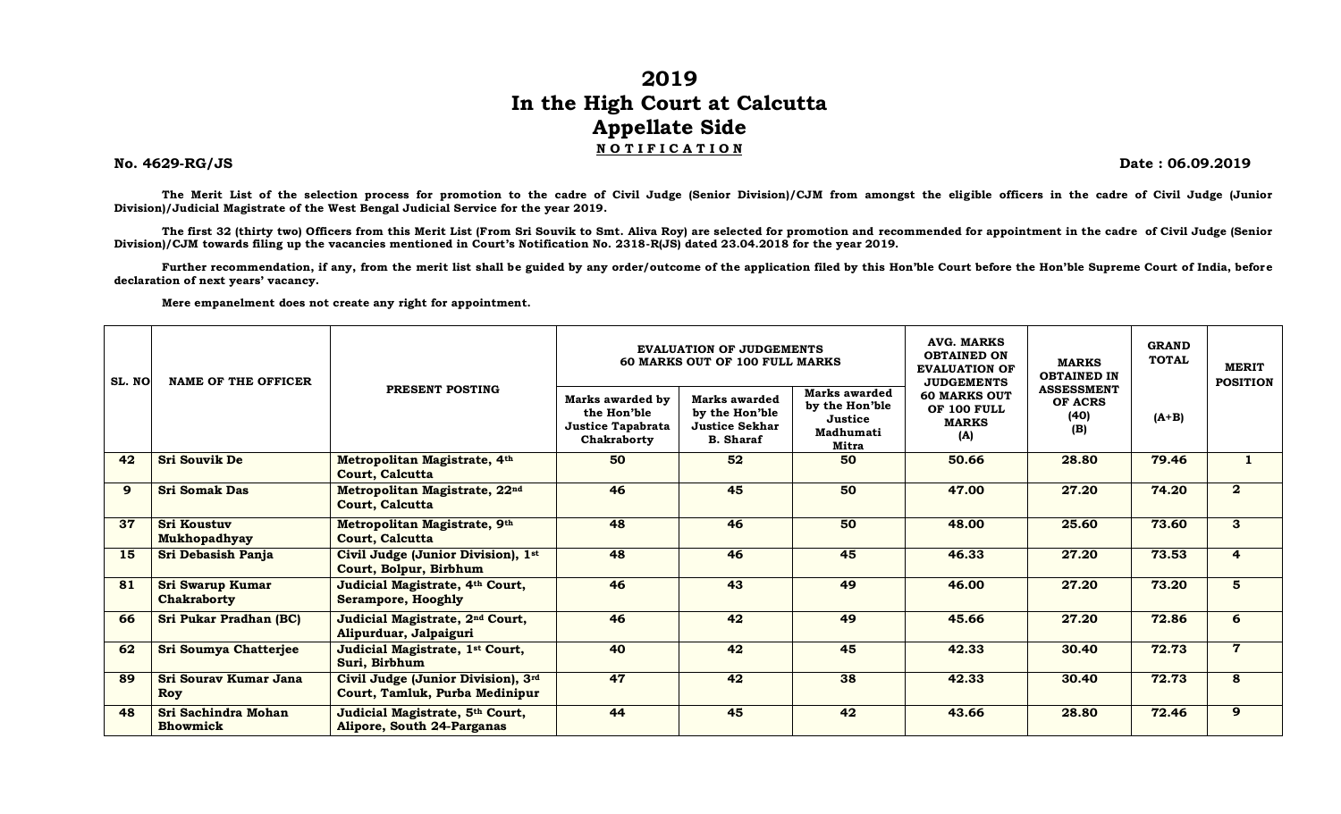# 2019
# In the High Court at Calcutta
# Appellate Side
## NOTIFICATION

**No. 4629-RG/JS** **Date : 06.09.2019**

**The Merit List of the selection process for promotion to the cadre of Civil Judge (Senior Division)/CJM from amongst the eligible officers in the cadre of Civil Judge (Junior Division)/Judicial Magistrate of the West Bengal Judicial Service for the year 2019.**

**The first 32 (thirty two) Officers from this Merit List (From Sri Souvik to Smt. Aliva Roy) are selected for promotion and recommended for appointment in the cadre of Civil Judge (Senior Division)/CJM towards filing up the vacancies mentioned in Court's Notification No. 2318-R(JS) dated 23.04.2018 for the year 2019.**

**Further recommendation, if any, from the merit list shall be guided by any order/outcome of the application filed by this Hon'ble Court before the Hon'ble Supreme Court of India, before declaration of next years' vacancy.**

**Mere empanelment does not create any right for appointment.**

| SL. NO | NAME OF THE OFFICER | PRESENT POSTING | EVALUATION OF JUDGEMENTS 60 MARKS OUT OF 100 FULL MARKS | | | AVG. MARKS OBTAINED ON EVALUATION OF JUDGEMENTS 60 MARKS OUT OF 100 FULL MARKS (A) | MARKS OBTAINED IN ASSESSMENT OF ACRS (40) (B) | GRAND TOTAL (A+B) | MERIT POSITION |
|---|---|---|---|---|---|---|---|---|---|
| | | | Marks awarded by the Hon'ble Justice Tapabrata Chakraborty | Marks awarded by the Hon'ble Justice Sekhar B. Sharaf | Marks awarded by the Hon'ble Justice Madhumati Mitra | | | | |
| 42 | Sri Souvik De | Metropolitan Magistrate, 4th Court, Calcutta | 50 | 52 | 50 | 50.66 | 28.80 | 79.46 | 1 |
| 9 | Sri Somak Das | Metropolitan Magistrate, 22nd Court, Calcutta | 46 | 45 | 50 | 47.00 | 27.20 | 74.20 | 2 |
| 37 | Sri Koustuv Mukhopadhyay | Metropolitan Magistrate, 9th Court, Calcutta | 48 | 46 | 50 | 48.00 | 25.60 | 73.60 | 3 |
| 15 | Sri Debasish Panja | Civil Judge (Junior Division), 1st Court, Bolpur, Birbhum | 48 | 46 | 45 | 46.33 | 27.20 | 73.53 | 4 |
| 81 | Sri Swarup Kumar Chakraborty | Judicial Magistrate, 4th Court, Serampore, Hooghly | 46 | 43 | 49 | 46.00 | 27.20 | 73.20 | 5 |
| 66 | Sri Pukar Pradhan (BC) | Judicial Magistrate, 2nd Court, Alipurduar, Jalpaiguri | 46 | 42 | 49 | 45.66 | 27.20 | 72.86 | 6 |
| 62 | Sri Soumya Chatterjee | Judicial Magistrate, 1st Court, Suri, Birbhum | 40 | 42 | 45 | 42.33 | 30.40 | 72.73 | 7 |
| 89 | Sri Sourav Kumar Jana Roy | Civil Judge (Junior Division), 3rd Court, Tamluk, Purba Medinipur | 47 | 42 | 38 | 42.33 | 30.40 | 72.73 | 8 |
| 48 | Sri Sachindra Mohan Bhowmick | Judicial Magistrate, 5th Court, Alipore, South 24-Parganas | 44 | 45 | 42 | 43.66 | 28.80 | 72.46 | 9 |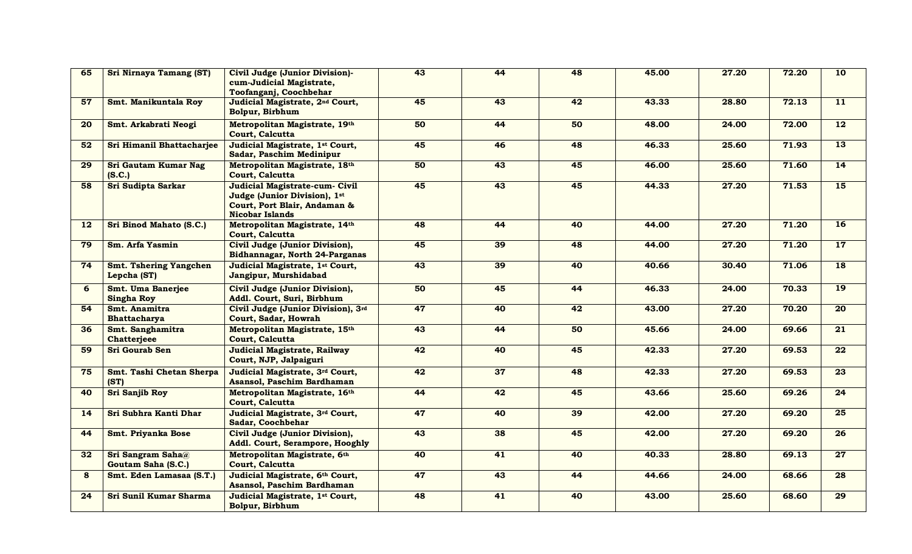| 65 | Sri Nirnaya Tamang (ST) | Civil Judge (Junior Division)-cum-Judicial Magistrate, Toofanganj, Coochbehar | 43 | 44 | 48 | 45.00 | 27.20 | 72.20 | 10 |
|---|---|---|---|---|---|---|---|---|---|
| 57 | Smt. Manikuntala Roy | Judicial Magistrate, 2nd Court, Bolpur, Birbhum | 45 | 43 | 42 | 43.33 | 28.80 | 72.13 | 11 |
| 20 | Smt. Arkabrati Neogi | Metropolitan Magistrate, 19th Court, Calcutta | 50 | 44 | 50 | 48.00 | 24.00 | 72.00 | 12 |
| 52 | Sri Himanil Bhattacharjee | Judicial Magistrate, 1st Court, Sadar, Paschim Medinipur | 45 | 46 | 48 | 46.33 | 25.60 | 71.93 | 13 |
| 29 | Sri Gautam Kumar Nag (S.C.) | Metropolitan Magistrate, 18th Court, Calcutta | 50 | 43 | 45 | 46.00 | 25.60 | 71.60 | 14 |
| 58 | Sri Sudipta Sarkar | Judicial Magistrate-cum- Civil Judge (Junior Division), 1st Court, Port Blair, Andaman & Nicobar Islands | 45 | 43 | 45 | 44.33 | 27.20 | 71.53 | 15 |
| 12 | Sri Binod Mahato (S.C.) | Metropolitan Magistrate, 14th Court, Calcutta | 48 | 44 | 40 | 44.00 | 27.20 | 71.20 | 16 |
| 79 | Sm. Arfa Yasmin | Civil Judge (Junior Division), Bidhannagar, North 24-Parganas | 45 | 39 | 48 | 44.00 | 27.20 | 71.20 | 17 |
| 74 | Smt. Tshering Yangchen Lepcha (ST) | Judicial Magistrate, 1st Court, Jangipur, Murshidabad | 43 | 39 | 40 | 40.66 | 30.40 | 71.06 | 18 |
| 6 | Smt. Uma Banerjee Singha Roy | Civil Judge (Junior Division), Addl. Court, Suri, Birbhum | 50 | 45 | 44 | 46.33 | 24.00 | 70.33 | 19 |
| 54 | Smt. Anamitra Bhattacharya | Civil Judge (Junior Division), 3rd Court, Sadar, Howrah | 47 | 40 | 42 | 43.00 | 27.20 | 70.20 | 20 |
| 36 | Smt. Sanghamitra Chatterjeee | Metropolitan Magistrate, 15th Court, Calcutta | 43 | 44 | 50 | 45.66 | 24.00 | 69.66 | 21 |
| 59 | Sri Gourab Sen | Judicial Magistrate, Railway Court, NJP, Jalpaiguri | 42 | 40 | 45 | 42.33 | 27.20 | 69.53 | 22 |
| 75 | Smt. Tashi Chetan Sherpa (ST) | Judicial Magistrate, 3rd Court, Asansol, Paschim Bardhaman | 42 | 37 | 48 | 42.33 | 27.20 | 69.53 | 23 |
| 40 | Sri Sanjib Roy | Metropolitan Magistrate, 16th Court, Calcutta | 44 | 42 | 45 | 43.66 | 25.60 | 69.26 | 24 |
| 14 | Sri Subhra Kanti Dhar | Judicial Magistrate, 3rd Court, Sadar, Coochbehar | 47 | 40 | 39 | 42.00 | 27.20 | 69.20 | 25 |
| 44 | Smt. Priyanka Bose | Civil Judge (Junior Division), Addl. Court, Serampore, Hooghly | 43 | 38 | 45 | 42.00 | 27.20 | 69.20 | 26 |
| 32 | Sri Sangram Saha@ Goutam Saha (S.C.) | Metropolitan Magistrate, 6th Court, Calcutta | 40 | 41 | 40 | 40.33 | 28.80 | 69.13 | 27 |
| 8 | Smt. Eden Lamasaa (S.T.) | Judicial Magistrate, 6th Court, Asansol, Paschim Bardhaman | 47 | 43 | 44 | 44.66 | 24.00 | 68.66 | 28 |
| 24 | Sri Sunil Kumar Sharma | Judicial Magistrate, 1st Court, Bolpur, Birbhum | 48 | 41 | 40 | 43.00 | 25.60 | 68.60 | 29 |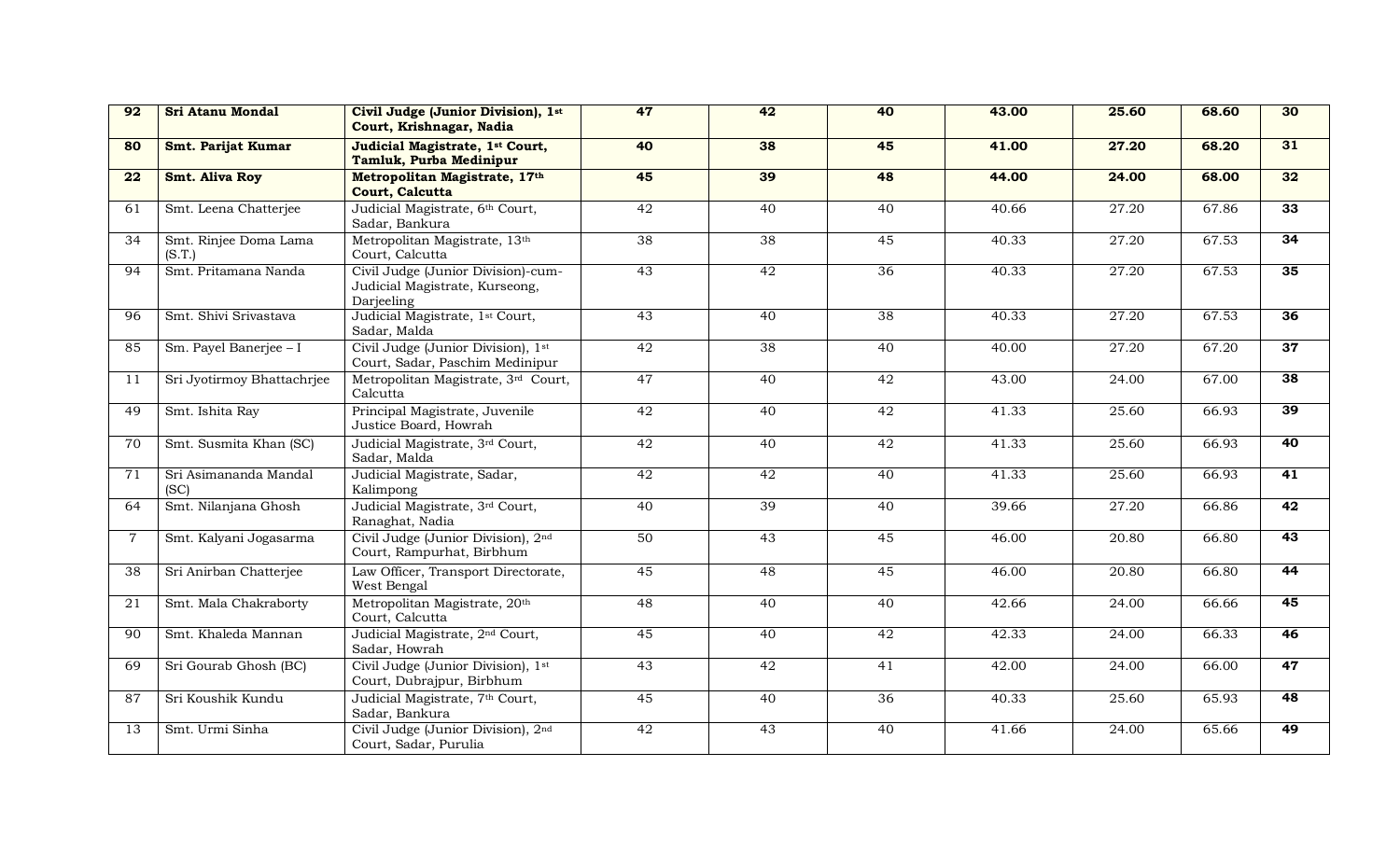| | | | | | | | | | |
|---|---|---|---|---|---|---|---|---|---|
| **92** | **Sri Atanu Mondal** | **Civil Judge (Junior Division), 1st Court, Krishnagar, Nadia** | **47** | **42** | **40** | **43.00** | **25.60** | **68.60** | **30** |
| **80** | **Smt. Parijat Kumar** | **Judicial Magistrate, 1st Court, Tamluk, Purba Medinipur** | **40** | **38** | **45** | **41.00** | **27.20** | **68.20** | **31** |
| **22** | **Smt. Aliva Roy** | **Metropolitan Magistrate, 17th Court, Calcutta** | **45** | **39** | **48** | **44.00** | **24.00** | **68.00** | **32** |
| 61 | Smt. Leena Chatterjee | Judicial Magistrate, 6th Court, Sadar, Bankura | 42 | 40 | 40 | 40.66 | 27.20 | 67.86 | **33** |
| 34 | Smt. Rinjee Doma Lama (S.T.) | Metropolitan Magistrate, 13th Court, Calcutta | 38 | 38 | 45 | 40.33 | 27.20 | 67.53 | **34** |
| 94 | Smt. Pritamana Nanda | Civil Judge (Junior Division)-cum-Judicial Magistrate, Kurseong, Darjeeling | 43 | 42 | 36 | 40.33 | 27.20 | 67.53 | **35** |
| 96 | Smt. Shivi Srivastava | Judicial Magistrate, 1st Court, Sadar, Malda | 43 | 40 | 38 | 40.33 | 27.20 | 67.53 | **36** |
| 85 | Sm. Payel Banerjee – I | Civil Judge (Junior Division), 1st Court, Sadar, Paschim Medinipur | 42 | 38 | 40 | 40.00 | 27.20 | 67.20 | **37** |
| 11 | Sri Jyotirmoy Bhattachrjee | Metropolitan Magistrate, 3rd Court, Calcutta | 47 | 40 | 42 | 43.00 | 24.00 | 67.00 | **38** |
| 49 | Smt. Ishita Ray | Principal Magistrate, Juvenile Justice Board, Howrah | 42 | 40 | 42 | 41.33 | 25.60 | 66.93 | **39** |
| 70 | Smt. Susmita Khan (SC) | Judicial Magistrate, 3rd Court, Sadar, Malda | 42 | 40 | 42 | 41.33 | 25.60 | 66.93 | **40** |
| 71 | Sri Asimananda Mandal (SC) | Judicial Magistrate, Sadar, Kalimpong | 42 | 42 | 40 | 41.33 | 25.60 | 66.93 | **41** |
| 64 | Smt. Nilanjana Ghosh | Judicial Magistrate, 3rd Court, Ranaghat, Nadia | 40 | 39 | 40 | 39.66 | 27.20 | 66.86 | **42** |
| 7 | Smt. Kalyani Jogasarma | Civil Judge (Junior Division), 2nd Court, Rampurhat, Birbhum | 50 | 43 | 45 | 46.00 | 20.80 | 66.80 | **43** |
| 38 | Sri Anirban Chatterjee | Law Officer, Transport Directorate, West Bengal | 45 | 48 | 45 | 46.00 | 20.80 | 66.80 | **44** |
| 21 | Smt. Mala Chakraborty | Metropolitan Magistrate, 20th Court, Calcutta | 48 | 40 | 40 | 42.66 | 24.00 | 66.66 | **45** |
| 90 | Smt. Khaleda Mannan | Judicial Magistrate, 2nd Court, Sadar, Howrah | 45 | 40 | 42 | 42.33 | 24.00 | 66.33 | **46** |
| 69 | Sri Gourab Ghosh (BC) | Civil Judge (Junior Division), 1st Court, Dubrajpur, Birbhum | 43 | 42 | 41 | 42.00 | 24.00 | 66.00 | **47** |
| 87 | Sri Koushik Kundu | Judicial Magistrate, 7th Court, Sadar, Bankura | 45 | 40 | 36 | 40.33 | 25.60 | 65.93 | **48** |
| 13 | Smt. Urmi Sinha | Civil Judge (Junior Division), 2nd Court, Sadar, Purulia | 42 | 43 | 40 | 41.66 | 24.00 | 65.66 | **49** |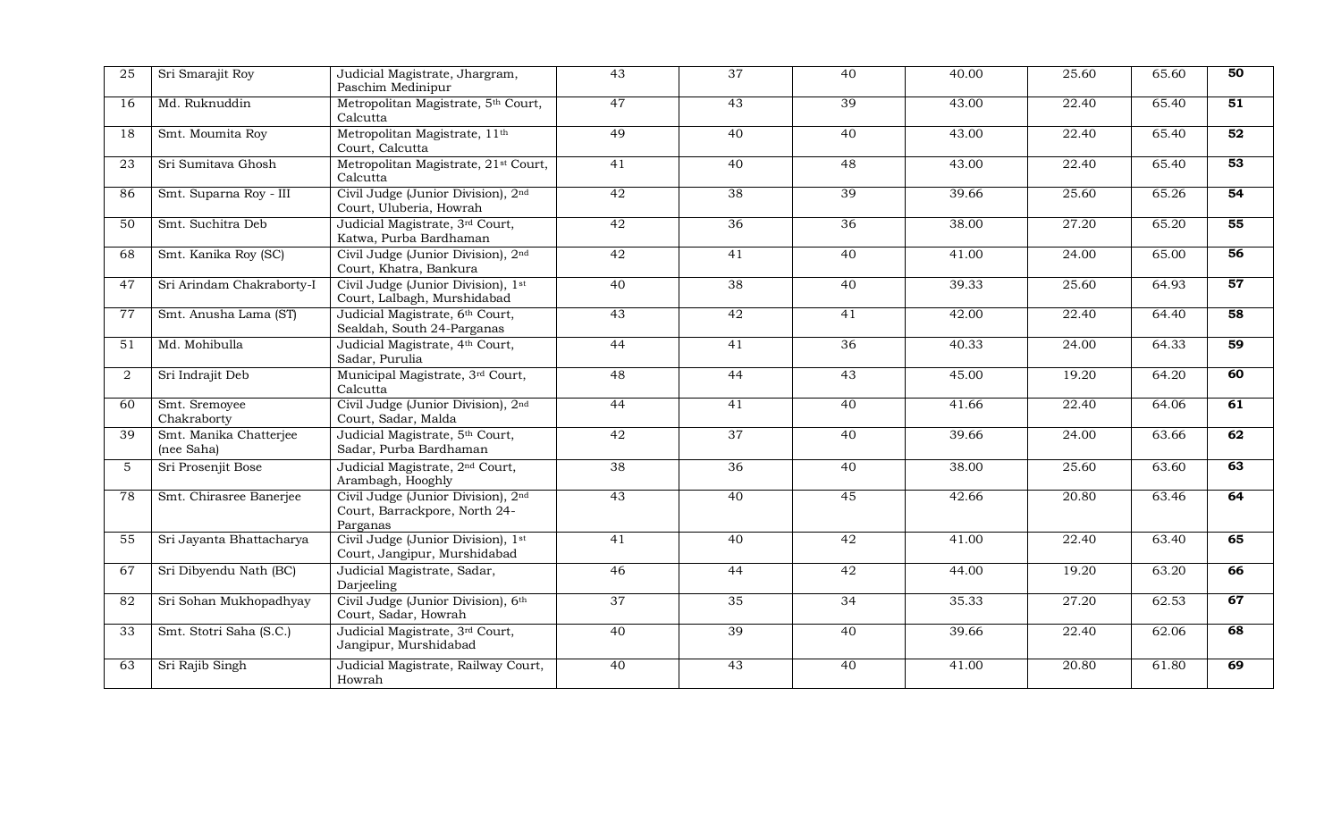| 25 | Sri Smarajit Roy | Judicial Magistrate, Jhargram, Paschim Medinipur | 43 | 37 | 40 | 40.00 | 25.60 | 65.60 | **50** |
|---|---|---|---|---|---|---|---|---|---|
| 16 | Md. Ruknuddin | Metropolitan Magistrate, 5th Court, Calcutta | 47 | 43 | 39 | 43.00 | 22.40 | 65.40 | **51** |
| 18 | Smt. Moumita Roy | Metropolitan Magistrate, 11th Court, Calcutta | 49 | 40 | 40 | 43.00 | 22.40 | 65.40 | **52** |
| 23 | Sri Sumitava Ghosh | Metropolitan Magistrate, 21st Court, Calcutta | 41 | 40 | 48 | 43.00 | 22.40 | 65.40 | **53** |
| 86 | Smt. Suparna Roy - III | Civil Judge (Junior Division), 2nd Court, Uluberia, Howrah | 42 | 38 | 39 | 39.66 | 25.60 | 65.26 | **54** |
| 50 | Smt. Suchitra Deb | Judicial Magistrate, 3rd Court, Katwa, Purba Bardhaman | 42 | 36 | 36 | 38.00 | 27.20 | 65.20 | **55** |
| 68 | Smt. Kanika Roy (SC) | Civil Judge (Junior Division), 2nd Court, Khatra, Bankura | 42 | 41 | 40 | 41.00 | 24.00 | 65.00 | **56** |
| 47 | Sri Arindam Chakraborty-I | Civil Judge (Junior Division), 1st Court, Lalbagh, Murshidabad | 40 | 38 | 40 | 39.33 | 25.60 | 64.93 | **57** |
| 77 | Smt. Anusha Lama (ST) | Judicial Magistrate, 6th Court, Sealdah, South 24-Parganas | 43 | 42 | 41 | 42.00 | 22.40 | 64.40 | **58** |
| 51 | Md. Mohibulla | Judicial Magistrate, 4th Court, Sadar, Purulia | 44 | 41 | 36 | 40.33 | 24.00 | 64.33 | **59** |
| 2 | Sri Indrajit Deb | Municipal Magistrate, 3rd Court, Calcutta | 48 | 44 | 43 | 45.00 | 19.20 | 64.20 | **60** |
| 60 | Smt. Sremoyee Chakraborty | Civil Judge (Junior Division), 2nd Court, Sadar, Malda | 44 | 41 | 40 | 41.66 | 22.40 | 64.06 | **61** |
| 39 | Smt. Manika Chatterjee (nee Saha) | Judicial Magistrate, 5th Court, Sadar, Purba Bardhaman | 42 | 37 | 40 | 39.66 | 24.00 | 63.66 | **62** |
| 5 | Sri Prosenjit Bose | Judicial Magistrate, 2nd Court, Arambagh, Hooghly | 38 | 36 | 40 | 38.00 | 25.60 | 63.60 | **63** |
| 78 | Smt. Chirasree Banerjee | Civil Judge (Junior Division), 2nd Court, Barrackpore, North 24-Parganas | 43 | 40 | 45 | 42.66 | 20.80 | 63.46 | **64** |
| 55 | Sri Jayanta Bhattacharya | Civil Judge (Junior Division), 1st Court, Jangipur, Murshidabad | 41 | 40 | 42 | 41.00 | 22.40 | 63.40 | **65** |
| 67 | Sri Dibyendu Nath (BC) | Judicial Magistrate, Sadar, Darjeeling | 46 | 44 | 42 | 44.00 | 19.20 | 63.20 | **66** |
| 82 | Sri Sohan Mukhopadhyay | Civil Judge (Junior Division), 6th Court, Sadar, Howrah | 37 | 35 | 34 | 35.33 | 27.20 | 62.53 | **67** |
| 33 | Smt. Stotri Saha (S.C.) | Judicial Magistrate, 3rd Court, Jangipur, Murshidabad | 40 | 39 | 40 | 39.66 | 22.40 | 62.06 | **68** |
| 63 | Sri Rajib Singh | Judicial Magistrate, Railway Court, Howrah | 40 | 43 | 40 | 41.00 | 20.80 | 61.80 | **69** |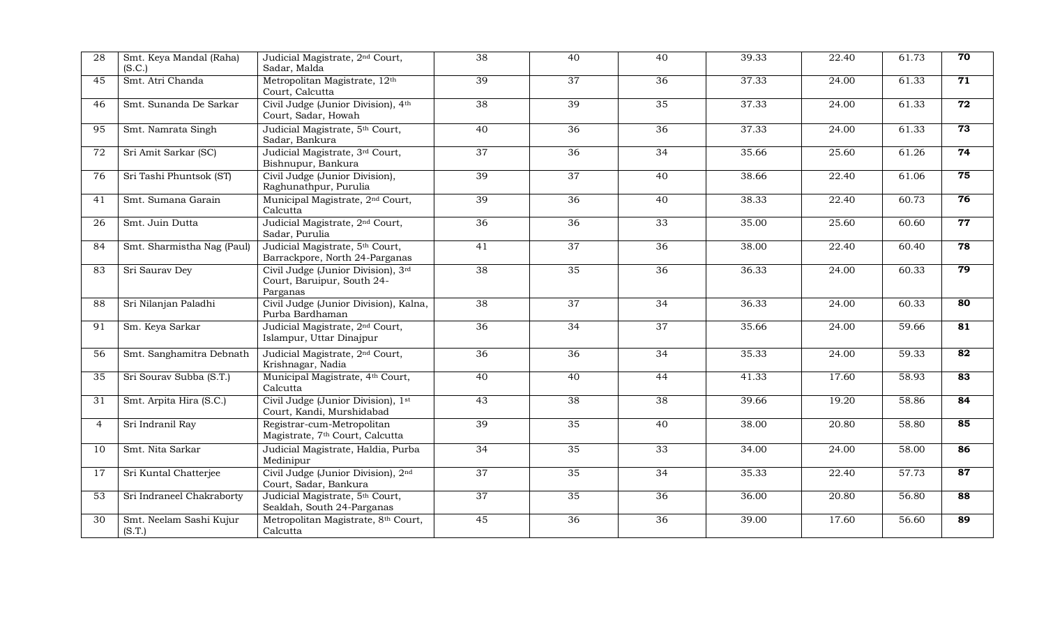| 28 | Smt. Keya Mandal (Raha) (S.C.) | Judicial Magistrate, 2nd Court, Sadar, Malda | 38 | 40 | 40 | 39.33 | 22.40 | 61.73 | **70** |
|---|---|---|---|---|---|---|---|---|---|
| 45 | Smt. Atri Chanda | Metropolitan Magistrate, 12th Court, Calcutta | 39 | 37 | 36 | 37.33 | 24.00 | 61.33 | **71** |
| 46 | Smt. Sunanda De Sarkar | Civil Judge (Junior Division), 4th Court, Sadar, Howah | 38 | 39 | 35 | 37.33 | 24.00 | 61.33 | **72** |
| 95 | Smt. Namrata Singh | Judicial Magistrate, 5th Court, Sadar, Bankura | 40 | 36 | 36 | 37.33 | 24.00 | 61.33 | **73** |
| 72 | Sri Amit Sarkar (SC) | Judicial Magistrate, 3rd Court, Bishnupur, Bankura | 37 | 36 | 34 | 35.66 | 25.60 | 61.26 | **74** |
| 76 | Sri Tashi Phuntsok (ST) | Civil Judge (Junior Division), Raghunathpur, Purulia | 39 | 37 | 40 | 38.66 | 22.40 | 61.06 | **75** |
| 41 | Smt. Sumana Garain | Municipal Magistrate, 2nd Court, Calcutta | 39 | 36 | 40 | 38.33 | 22.40 | 60.73 | **76** |
| 26 | Smt. Juin Dutta | Judicial Magistrate, 2nd Court, Sadar, Purulia | 36 | 36 | 33 | 35.00 | 25.60 | 60.60 | **77** |
| 84 | Smt. Sharmistha Nag (Paul) | Judicial Magistrate, 5th Court, Barrackpore, North 24-Parganas | 41 | 37 | 36 | 38.00 | 22.40 | 60.40 | **78** |
| 83 | Sri Saurav Dey | Civil Judge (Junior Division), 3rd Court, Baruipur, South 24-Parganas | 38 | 35 | 36 | 36.33 | 24.00 | 60.33 | **79** |
| 88 | Sri Nilanjan Paladhi | Civil Judge (Junior Division), Kalna, Purba Bardhaman | 38 | 37 | 34 | 36.33 | 24.00 | 60.33 | **80** |
| 91 | Sm. Keya Sarkar | Judicial Magistrate, 2nd Court, Islampur, Uttar Dinajpur | 36 | 34 | 37 | 35.66 | 24.00 | 59.66 | **81** |
| 56 | Smt. Sanghamitra Debnath | Judicial Magistrate, 2nd Court, Krishnagar, Nadia | 36 | 36 | 34 | 35.33 | 24.00 | 59.33 | **82** |
| 35 | Sri Sourav Subba (S.T.) | Municipal Magistrate, 4th Court, Calcutta | 40 | 40 | 44 | 41.33 | 17.60 | 58.93 | **83** |
| 31 | Smt. Arpita Hira (S.C.) | Civil Judge (Junior Division), 1st Court, Kandi, Murshidabad | 43 | 38 | 38 | 39.66 | 19.20 | 58.86 | **84** |
| 4 | Sri Indranil Ray | Registrar-cum-Metropolitan Magistrate, 7th Court, Calcutta | 39 | 35 | 40 | 38.00 | 20.80 | 58.80 | **85** |
| 10 | Smt. Nita Sarkar | Judicial Magistrate, Haldia, Purba Medinipur | 34 | 35 | 33 | 34.00 | 24.00 | 58.00 | **86** |
| 17 | Sri Kuntal Chatterjee | Civil Judge (Junior Division), 2nd Court, Sadar, Bankura | 37 | 35 | 34 | 35.33 | 22.40 | 57.73 | **87** |
| 53 | Sri Indraneel Chakraborty | Judicial Magistrate, 5th Court, Sealdah, South 24-Parganas | 37 | 35 | 36 | 36.00 | 20.80 | 56.80 | **88** |
| 30 | Smt. Neelam Sashi Kujur (S.T.) | Metropolitan Magistrate, 8th Court, Calcutta | 45 | 36 | 36 | 39.00 | 17.60 | 56.60 | **89** |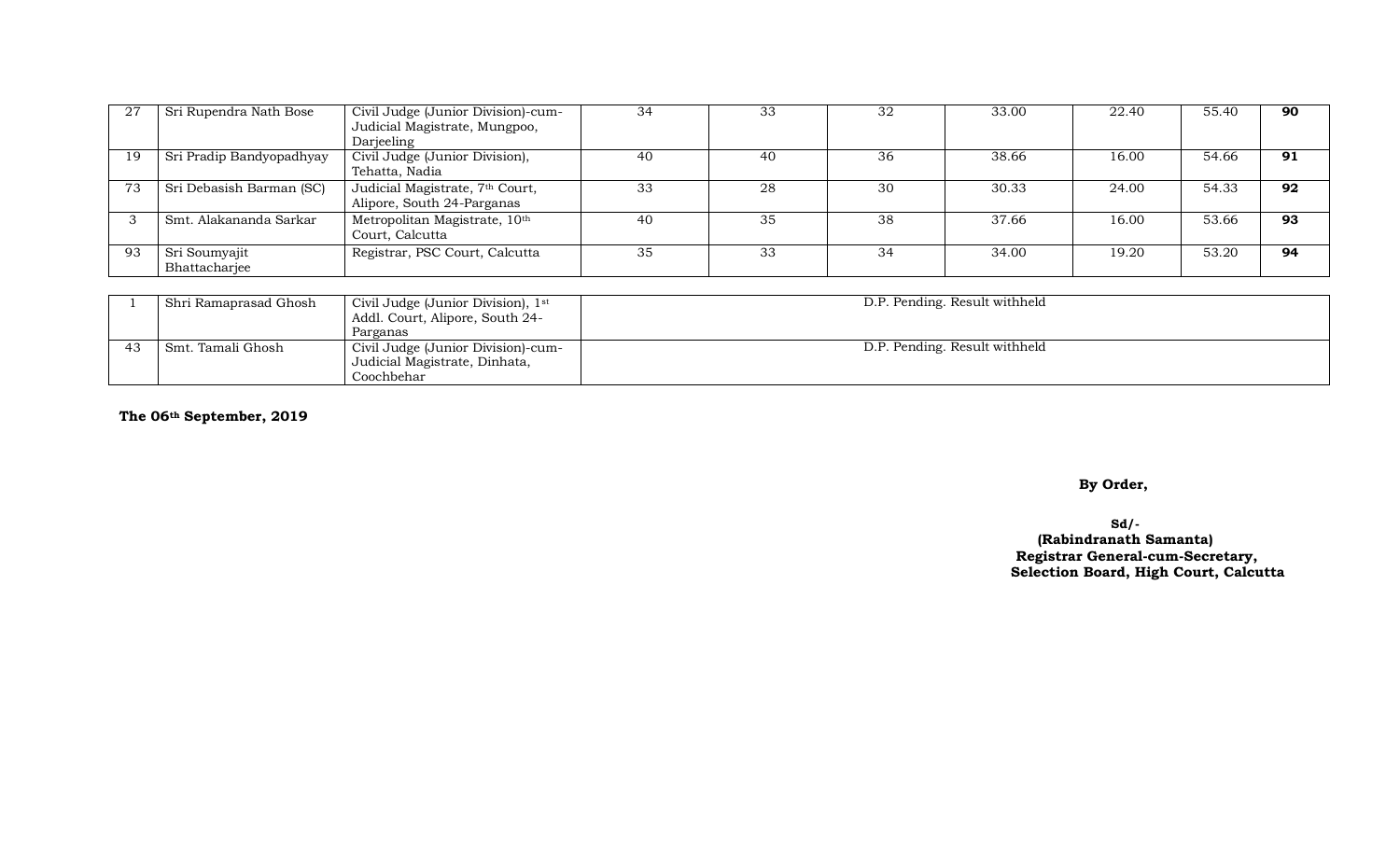| | | | | | | | | | |
|---|---|---|---|---|---|---|---|---|---|
| 27 | Sri Rupendra Nath Bose | Civil Judge (Junior Division)-cum-Judicial Magistrate, Mungpoo, Darjeeling | 34 | 33 | 32 | 33.00 | 22.40 | 55.40 | **90** |
| 19 | Sri Pradip Bandyopadhyay | Civil Judge (Junior Division), Tehatta, Nadia | 40 | 40 | 36 | 38.66 | 16.00 | 54.66 | **91** |
| 73 | Sri Debasish Barman (SC) | Judicial Magistrate, 7th Court, Alipore, South 24-Parganas | 33 | 28 | 30 | 30.33 | 24.00 | 54.33 | **92** |
| 3 | Smt. Alakananda Sarkar | Metropolitan Magistrate, 10th Court, Calcutta | 40 | 35 | 38 | 37.66 | 16.00 | 53.66 | **93** |
| 93 | Sri Soumyajit Bhattacharjee | Registrar, PSC Court, Calcutta | 35 | 33 | 34 | 34.00 | 19.20 | 53.20 | **94** |

| | | | |
|---|---|---|---|
| 1 | Shri Ramaprasad Ghosh | Civil Judge (Junior Division), 1st Addl. Court, Alipore, South 24-Parganas | D.P. Pending. Result withheld |
| 43 | Smt. Tamali Ghosh | Civil Judge (Junior Division)-cum-Judicial Magistrate, Dinhata, Coochbehar | D.P. Pending. Result withheld |

**The 06th September, 2019**

**By Order,**

**Sd/-**
**(Rabindranath Samanta)**
**Registrar General-cum-Secretary,**
**Selection Board, High Court, Calcutta**